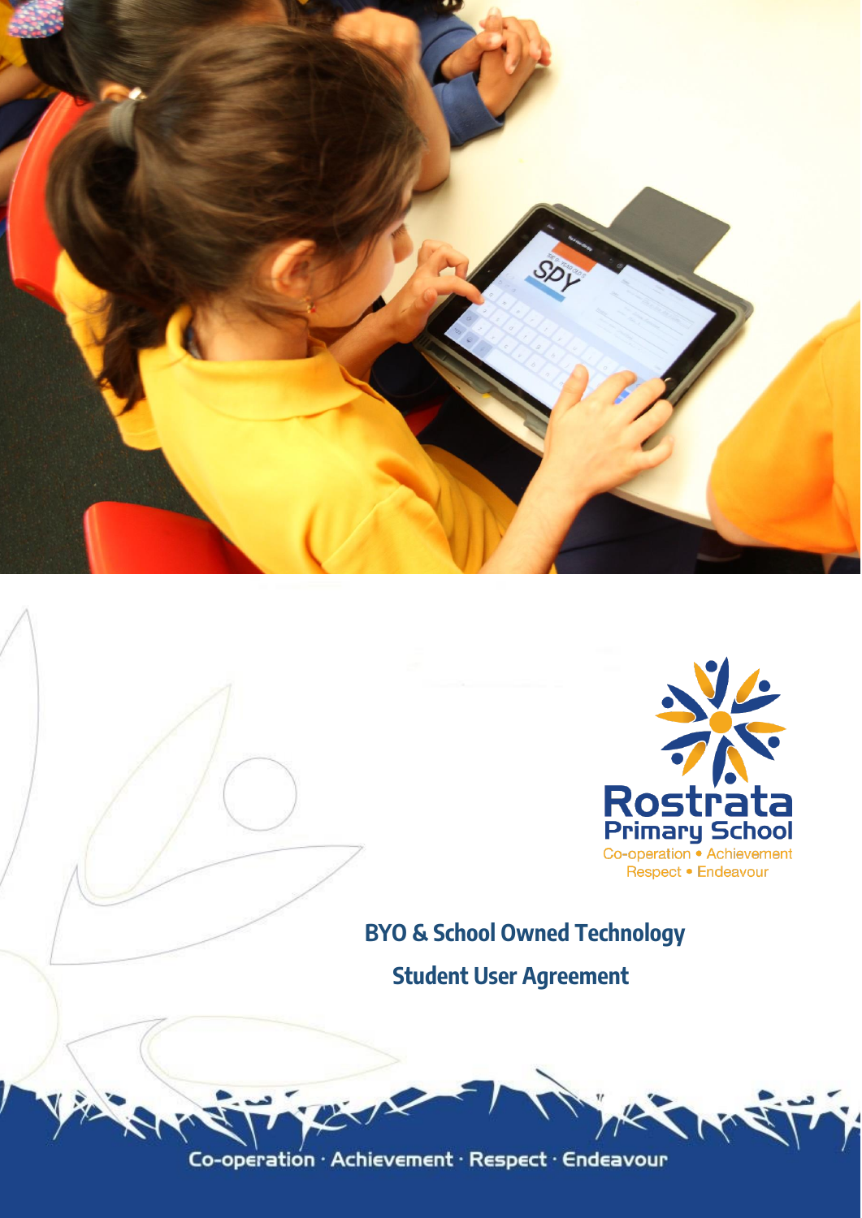Rostrata Primary School

Co-operation • Achievement Respect • Endeavour

# BYO & School Owned Technology Student User Agreement

Co-operation · Achievement · Respect · Endeavour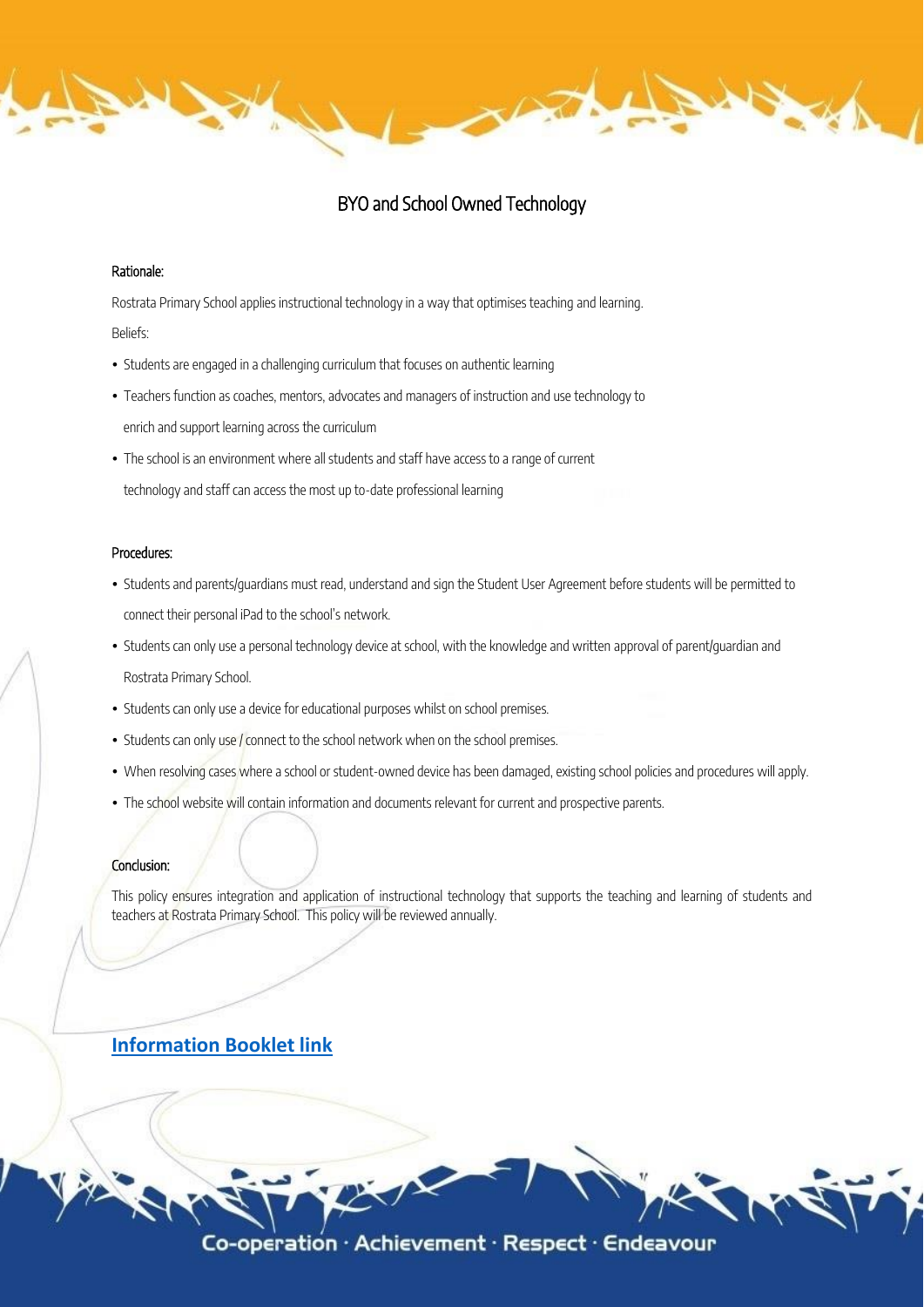# BYO and School Owned Technology

### Rationale:

Rostrata Primary School applies instructional technology in a way that optimises teaching and learning.

Beliefs:

- Students are engaged in a challenging curriculum that focuses on authentic learning
- Teachers function as coaches, mentors, advocates and managers of instruction and use technology to enrich and support learning across the curriculum
- The school is an environment where all students and staff have access to a range of current technology and staff can access the most up to-date professional learning

### Procedures:

- Students and parents/guardians must read, understand and sign the Student User Agreement before students will be permitted to connect their personal iPad to the school's network.
- Students can only use a personal technology device at school, with the knowledge and written approval of parent/guardian and Rostrata Primary School.
- Students can only use a device for educational purposes whilst on school premises.
- Students can only use / connect to the school network when on the school premises.
- When resolving cases where a school or student-owned device has been damaged, existing school policies and procedures will apply.
- The school website will contain information and documents relevant for current and prospective parents.

### Conclusion:

This policy ensures integration and application of instructional technology that supports the teaching and learning of students and teachers at Rostrata Primary School. This policy will be reviewed annually.

**Information Booklet link**

Co-operation · Achievement · Respect · Endeavour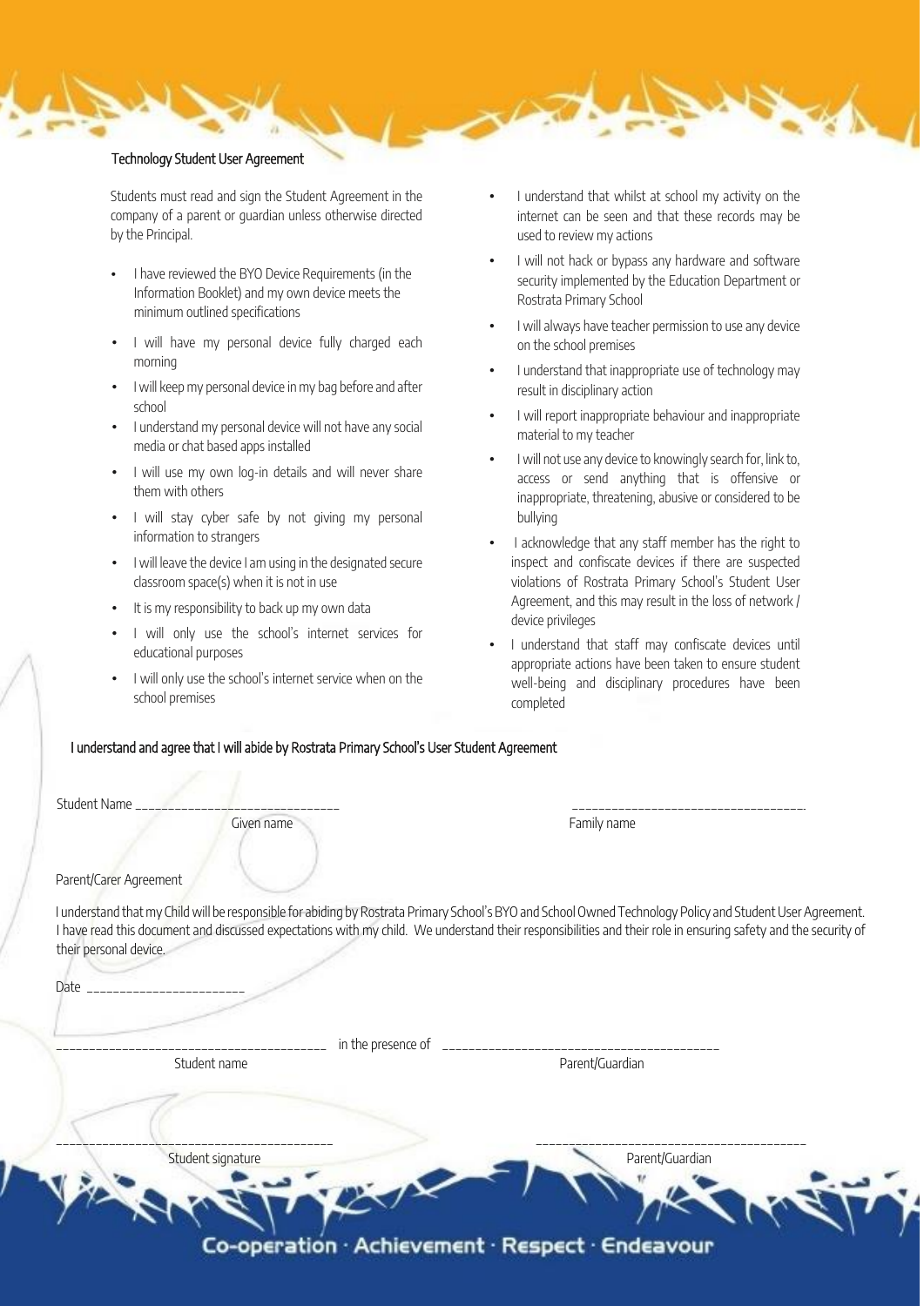## Technology Student User Agreement

Students must read and sign the Student Agreement in the company of a parent or guardian unless otherwise directed by the Principal.

- I have reviewed the BYO Device Requirements (in the Information Booklet) and my own device meets the minimum outlined specifications
- I will have my personal device fully charged each morning
- I will keep my personal device in my bag before and after school
- I understand my personal device will not have any social media or chat based apps installed
- I will use my own log-in details and will never share them with others
- I will stay cyber safe by not giving my personal information to strangers
- I will leave the device I am using in the designated secure classroom space(s) when it is not in use
- It is my responsibility to back up my own data
- I will only use the school's internet services for educational purposes
- I will only use the school's internet service when on the school premises
- I understand that whilst at school my activity on the internet can be seen and that these records may be used to review my actions
- I will not hack or bypass any hardware and software security implemented by the Education Department or Rostrata Primary School
- I will always have teacher permission to use any device on the school premises
- I understand that inappropriate use of technology may result in disciplinary action
- I will report inappropriate behaviour and inappropriate material to my teacher
- I will not use any device to knowingly search for, link to, access or send anything that is offensive or inappropriate, threatening, abusive or considered to be bullying
- I acknowledge that any staff member has the right to inspect and confiscate devices if there are suspected violations of Rostrata Primary School's Student User Agreement, and this may result in the loss of network / device privileges
- I understand that staff may confiscate devices until appropriate actions have been taken to ensure student well-being and disciplinary procedures have been completed

**I understand and agree that I will abide by Rostrata Primary School's User Student Agreement**

Student Name ______________________________ ______________________________

Given name Family name

Parent/Carer Agreement

I understand that my Child will be responsible for abiding by Rostrata Primary School's BYO and School Owned Technology Policy and Student User Agreement. I have read this document and discussed expectations with my child. We understand their responsibilities and their role in ensuring safety and the security of their personal device.

Date ______________________

______________________________ in the presence of ______________________________

Student name Parent/Guardian

______________________________ ______________________________

Student signature Parent/Guardian

Co-operation · Achievement · Respect · Endeavour